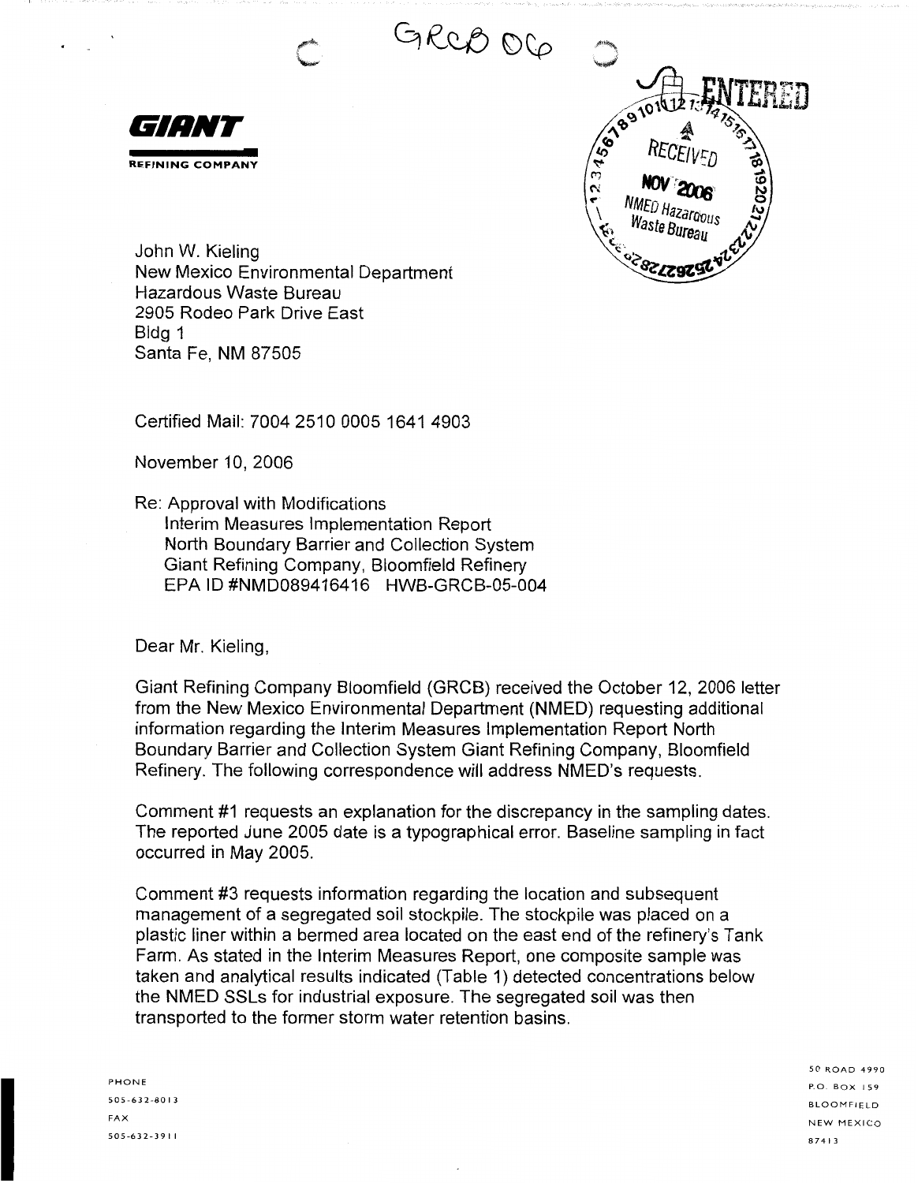GRCB 06

**GIANT**

REFINING COMPANY

ENTERED

RECEIVED
NOV 2006
NMED Hazardous Waste Bureau

John W. Kieling
New Mexico Environmental Department
Hazardous Waste Bureau
2905 Rodeo Park Drive East
Bldg 1
Santa Fe, NM 87505

Certified Mail: 7004 2510 0005 1641 4903

November 10, 2006

Re: Approval with Modifications
Interim Measures Implementation Report
North Boundary Barrier and Collection System
Giant Refining Company, Bloomfield Refinery
EPA ID #NMD089416416 HWB-GRCB-05-004

Dear Mr. Kieling,

Giant Refining Company Bloomfield (GRCB) received the October 12, 2006 letter from the New Mexico Environmental Department (NMED) requesting additional information regarding the Interim Measures Implementation Report North Boundary Barrier and Collection System Giant Refining Company, Bloomfield Refinery. The following correspondence will address NMED's requests.

Comment #1 requests an explanation for the discrepancy in the sampling dates. The reported June 2005 date is a typographical error. Baseline sampling in fact occurred in May 2005.

Comment #3 requests information regarding the location and subsequent management of a segregated soil stockpile. The stockpile was placed on a plastic liner within a bermed area located on the east end of the refinery's Tank Farm. As stated in the Interim Measures Report, one composite sample was taken and analytical results indicated (Table 1) detected concentrations below the NMED SSLs for industrial exposure. The segregated soil was then transported to the former storm water retention basins.

PHONE
505-632-8013
FAX
505-632-3911

50 ROAD 4990
P.O. BOX 159
BLOOMFIELD
NEW MEXICO
87413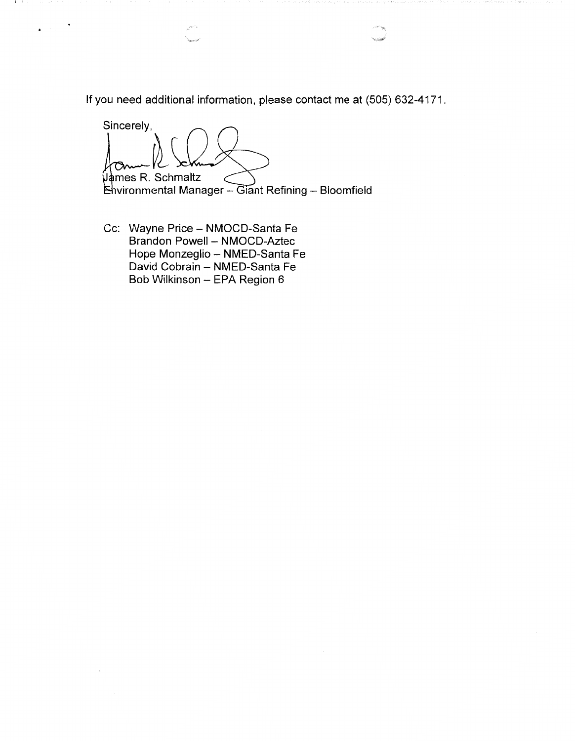If you need additional information, please contact me at (505) 632-4171.

Sincerely,

James R. Schmaltz
Environmental Manager – Giant Refining – Bloomfield

Cc: Wayne Price – NMOCD-Santa Fe
Brandon Powell – NMOCD-Aztec
Hope Monzeglio – NMED-Santa Fe
David Cobrain – NMED-Santa Fe
Bob Wilkinson – EPA Region 6